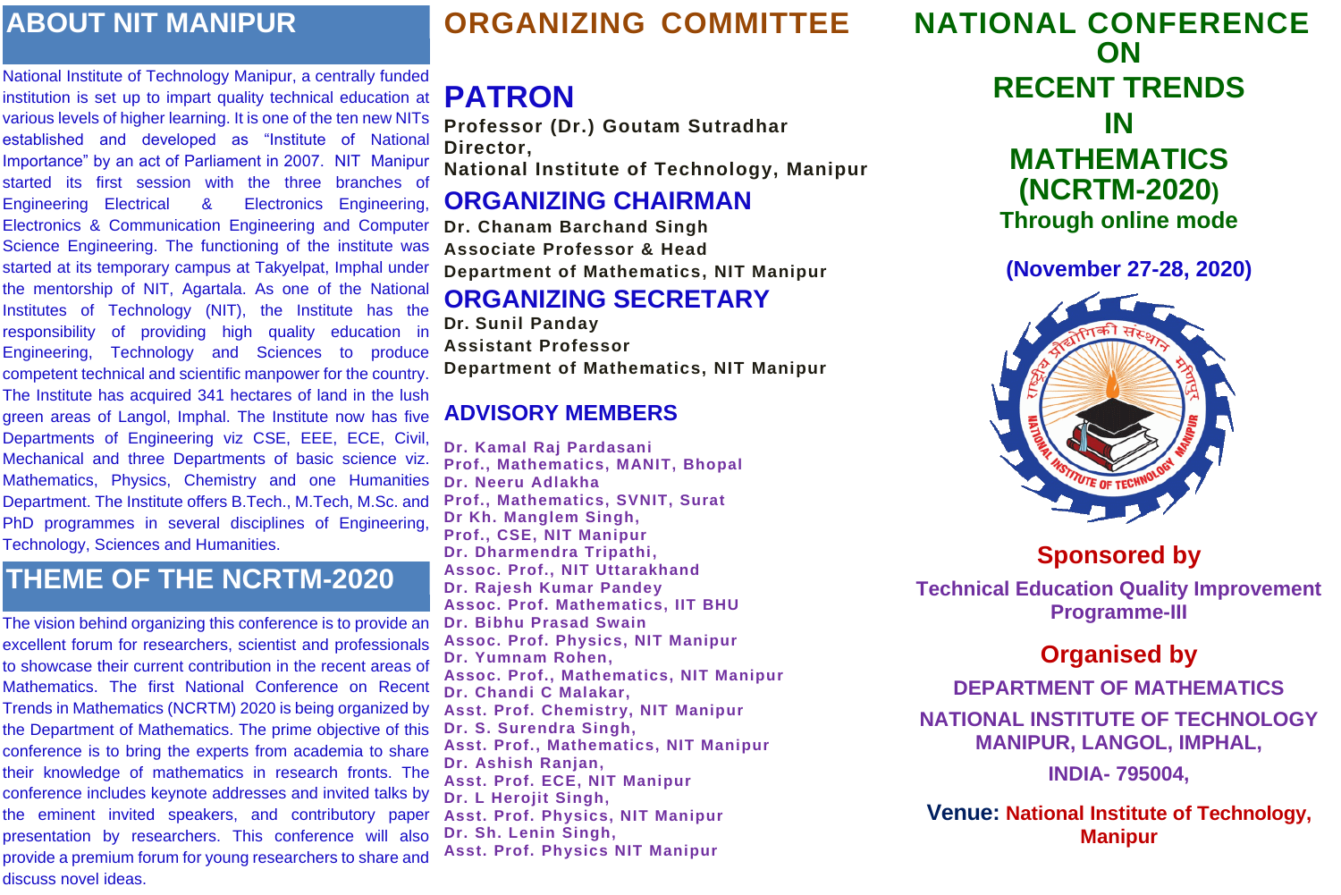## ABOUT NIT MANIPUR

National Institute of Technology Manipur, a centrally funded institution is set up to impart quality technical education at various levels of higher learning. It is one of the ten new NITs established and developed as "Institute of National Importance" by an act of Parliament in 2007. NIT Manipur started its first session with the three branches of Engineering Electrical & Electronics Engineering, Electronics & Communication Engineering and Computer Science Engineering. The functioning of the institute was started at its temporary campus at Takyelpat, Imphal under the mentorship of NIT, Agartala. As one of the National Institutes of Technology (NIT), the Institute has the responsibility of providing high quality education in Engineering, Technology and Sciences to produce competent technical and scientific manpower for the country. The Institute has acquired 341 hectares of land in the lush green areas of Langol, Imphal. The Institute now has five Departments of Engineering viz CSE, EEE, ECE, Civil, Mechanical and three Departments of basic science viz. Mathematics, Physics, Chemistry and one Humanities Department. The Institute offers B.Tech., M.Tech, M.Sc. and PhD programmes in several disciplines of Engineering, Technology, Sciences and Humanities.

## THEME OF THE NCRTM-2020

The vision behind organizing this conference is to provide an excellent forum for researchers, scientist and professionals to showcase their current contribution in the recent areas of Mathematics. The first National Conference on Recent Trends in Mathematics (NCRTM) 2020 is being organized by the Department of Mathematics. The prime objective of this conference is to bring the experts from academia to share their knowledge of mathematics in research fronts. The conference includes keynote addresses and invited talks by the eminent invited speakers, and contributory paper presentation by researchers. This conference will also provide a premium forum for young researchers to share and discuss novel ideas.

## ORGANIZING COMMITTEE

### PATRON

**Professor (Dr.) Goutam Sutradhar**
**Director,**
**National Institute of Technology, Manipur**

### ORGANIZING CHAIRMAN

**Dr. Chanam Barchand Singh**
**Associate Professor & Head**
**Department of Mathematics, NIT Manipur**

### ORGANIZING SECRETARY

**Dr. Sunil Panday**
**Assistant Professor**
**Department of Mathematics, NIT Manipur**

### ADVISORY MEMBERS

**Dr. Kamal Raj Pardasani**
**Prof., Mathematics, MANIT, Bhopal**
**Dr. Neeru Adlakha**
**Prof., Mathematics, SVNIT, Surat**
**Dr Kh. Manglem Singh,**
**Prof., CSE, NIT Manipur**
**Dr. Dharmendra Tripathi,**
**Assoc. Prof., NIT Uttarakhand**
**Dr. Rajesh Kumar Pandey**
**Assoc. Prof. Mathematics, IIT BHU**
**Dr. Bibhu Prasad Swain**
**Assoc. Prof. Physics, NIT Manipur**
**Dr. Yumnam Rohen,**
**Assoc. Prof., Mathematics, NIT Manipur**
**Dr. Chandi C Malakar,**
**Asst. Prof. Chemistry, NIT Manipur**
**Dr. S. Surendra Singh,**
**Asst. Prof., Mathematics, NIT Manipur**
**Dr. Ashish Ranjan,**
**Asst. Prof. ECE, NIT Manipur**
**Dr. L Herojit Singh,**
**Asst. Prof. Physics, NIT Manipur**
**Dr. Sh. Lenin Singh,**
**Asst. Prof. Physics NIT Manipur**

# NATIONAL CONFERENCE ON RECENT TRENDS IN MATHEMATICS (NCRTM-2020)

**Through online mode**

**(November 27-28, 2020)**

### Sponsored by

**Technical Education Quality Improvement Programme-III**

### Organised by

**DEPARTMENT OF MATHEMATICS**

**NATIONAL INSTITUTE OF TECHNOLOGY MANIPUR, LANGOL, IMPHAL,**

**INDIA- 795004,**

**Venue: National Institute of Technology, Manipur**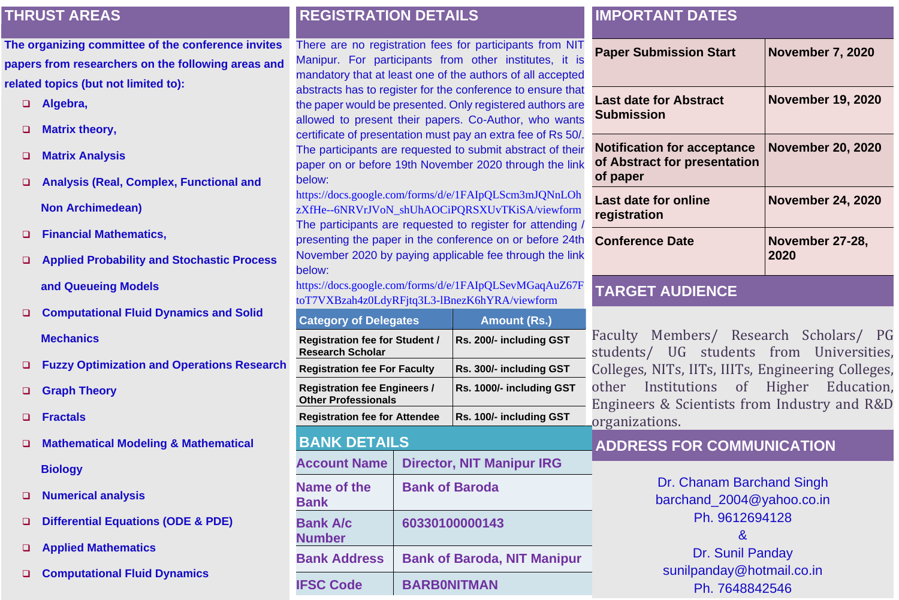## THRUST AREAS

**The organizing committee of the conference invites papers from researchers on the following areas and related topics (but not limited to):**

- **Algebra,**
- **Matrix theory,**
- **Matrix Analysis**
- **Analysis (Real, Complex, Functional and Non Archimedean)**
- **Financial Mathematics,**
- **Applied Probability and Stochastic Process and Queueing Models**
- **Computational Fluid Dynamics and Solid Mechanics**
- **Fuzzy Optimization and Operations Research**
- **Graph Theory**
- **Fractals**
- **Mathematical Modeling & Mathematical Biology**
- **Numerical analysis**
- **Differential Equations (ODE & PDE)**
- **Applied Mathematics**
- **Computational Fluid Dynamics**

## REGISTRATION DETAILS

There are no registration fees for participants from NIT Manipur. For participants from other institutes, it is mandatory that at least one of the authors of all accepted abstracts has to register for the conference to ensure that the paper would be presented. Only registered authors are allowed to present their papers. Co-Author, who wants certificate of presentation must pay an extra fee of Rs 50/. The participants are requested to submit abstract of their paper on or before 19th November 2020 through the link below:

https://docs.google.com/forms/d/e/1FAIpQLScm3mJQNnLOhzXfHe--6NRVrJVoN_shUhAOCiPQRSXUvTKiSA/viewform

The participants are requested to register for attending / presenting the paper in the conference on or before 24th November 2020 by paying applicable fee through the link below:

https://docs.google.com/forms/d/e/1FAIpQLSevMGaqAuZ67FtoT7VXBzah4z0LdyRFjtq3L3-lBnezK6hYRA/viewform

| Category of Delegates | Amount (Rs.) |
|---|---|
| Registration fee for Student / Research Scholar | Rs. 200/- including GST |
| Registration fee For Faculty | Rs. 300/- including GST |
| Registration fee Engineers / Other Professionals | Rs. 1000/- including GST |
| Registration fee for Attendee | Rs. 100/- including GST |

## BANK DETAILS

| | |
|---|---|
| Account Name | Director, NIT Manipur IRG |
| Name of the Bank | Bank of Baroda |
| Bank A/c Number | 60330100000143 |
| Bank Address | Bank of Baroda, NIT Manipur |
| IFSC Code | BARB0NITMAN |

## IMPORTANT DATES

| | |
|---|---|
| Paper Submission Start | November 7, 2020 |
| Last date for Abstract Submission | November 19, 2020 |
| Notification for acceptance of Abstract for presentation of paper | November 20, 2020 |
| Last date for online registration | November 24, 2020 |
| Conference Date | November 27-28, 2020 |

## TARGET AUDIENCE

Faculty Members/ Research Scholars/ PG students/ UG students from Universities, Colleges, NITs, IITs, IIITs, Engineering Colleges, other Institutions of Higher Education, Engineers & Scientists from Industry and R&D organizations.

## ADDRESS FOR COMMUNICATION

Dr. Chanam Barchand Singh
barchand_2004@yahoo.co.in
Ph. 9612694128
&
Dr. Sunil Panday
sunilpanday@hotmail.co.in
Ph. 7648842546